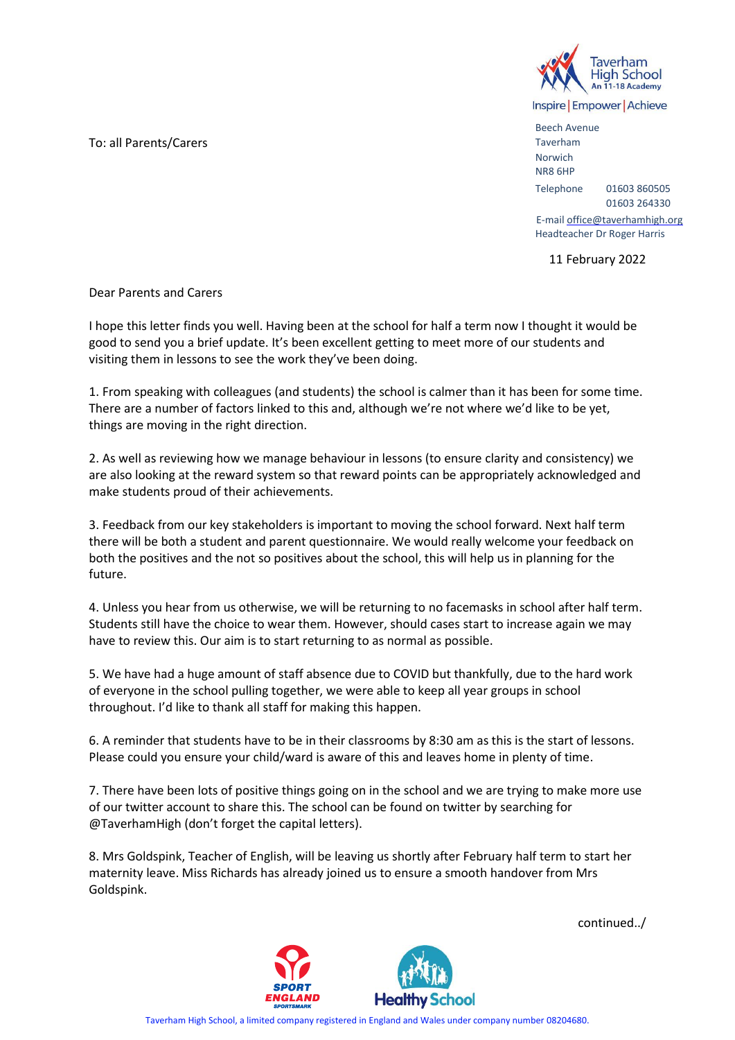Taverham High School
An 11-18 Academy

Inspire | Empower | Achieve

Beech Avenue
Taverham
Norwich
NR8 6HP
Telephone 01603 860505
01603 264330
E-mail office@taverhamhigh.org
Headteacher Dr Roger Harris

To: all Parents/Carers

11 February 2022

Dear Parents and Carers

I hope this letter finds you well. Having been at the school for half a term now I thought it would be good to send you a brief update. It's been excellent getting to meet more of our students and visiting them in lessons to see the work they've been doing.

1. From speaking with colleagues (and students) the school is calmer than it has been for some time. There are a number of factors linked to this and, although we're not where we'd like to be yet, things are moving in the right direction.

2. As well as reviewing how we manage behaviour in lessons (to ensure clarity and consistency) we are also looking at the reward system so that reward points can be appropriately acknowledged and make students proud of their achievements.

3. Feedback from our key stakeholders is important to moving the school forward. Next half term there will be both a student and parent questionnaire. We would really welcome your feedback on both the positives and the not so positives about the school, this will help us in planning for the future.

4. Unless you hear from us otherwise, we will be returning to no facemasks in school after half term. Students still have the choice to wear them. However, should cases start to increase again we may have to review this. Our aim is to start returning to as normal as possible.

5. We have had a huge amount of staff absence due to COVID but thankfully, due to the hard work of everyone in the school pulling together, we were able to keep all year groups in school throughout. I'd like to thank all staff for making this happen.

6. A reminder that students have to be in their classrooms by 8:30 am as this is the start of lessons. Please could you ensure your child/ward is aware of this and leaves home in plenty of time.

7. There have been lots of positive things going on in the school and we are trying to make more use of our twitter account to share this. The school can be found on twitter by searching for @TaverhamHigh (don't forget the capital letters).

8. Mrs Goldspink, Teacher of English, will be leaving us shortly after February half term to start her maternity leave. Miss Richards has already joined us to ensure a smooth handover from Mrs Goldspink.

continued../

Taverham High School, a limited company registered in England and Wales under company number 08204680.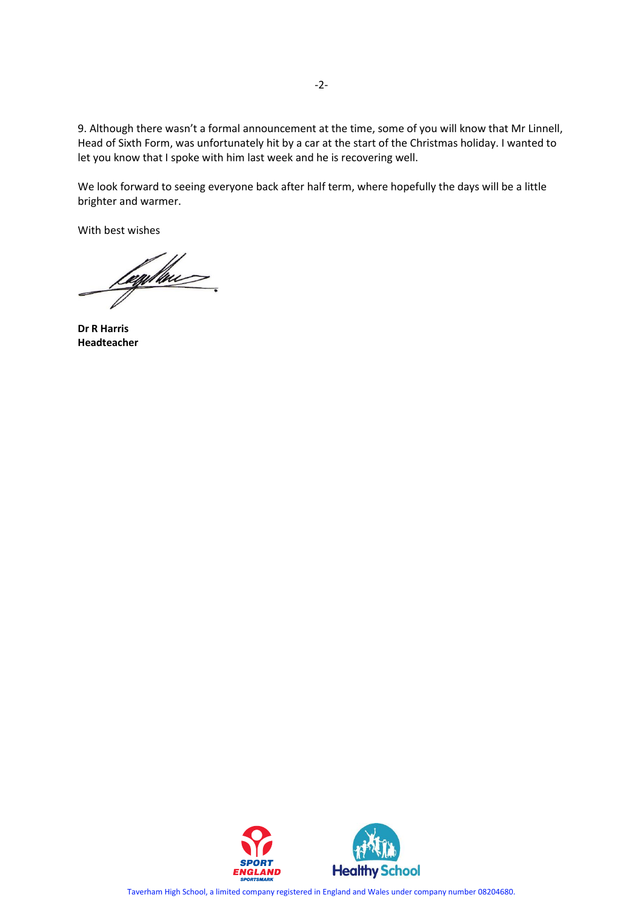9. Although there wasn't a formal announcement at the time, some of you will know that Mr Linnell, Head of Sixth Form, was unfortunately hit by a car at the start of the Christmas holiday. I wanted to let you know that I spoke with him last week and he is recovering well.

We look forward to seeing everyone back after half term, where hopefully the days will be a little brighter and warmer.

With best wishes

**Dr R Harris**
**Headteacher**

Taverham High School, a limited company registered in England and Wales under company number 08204680.